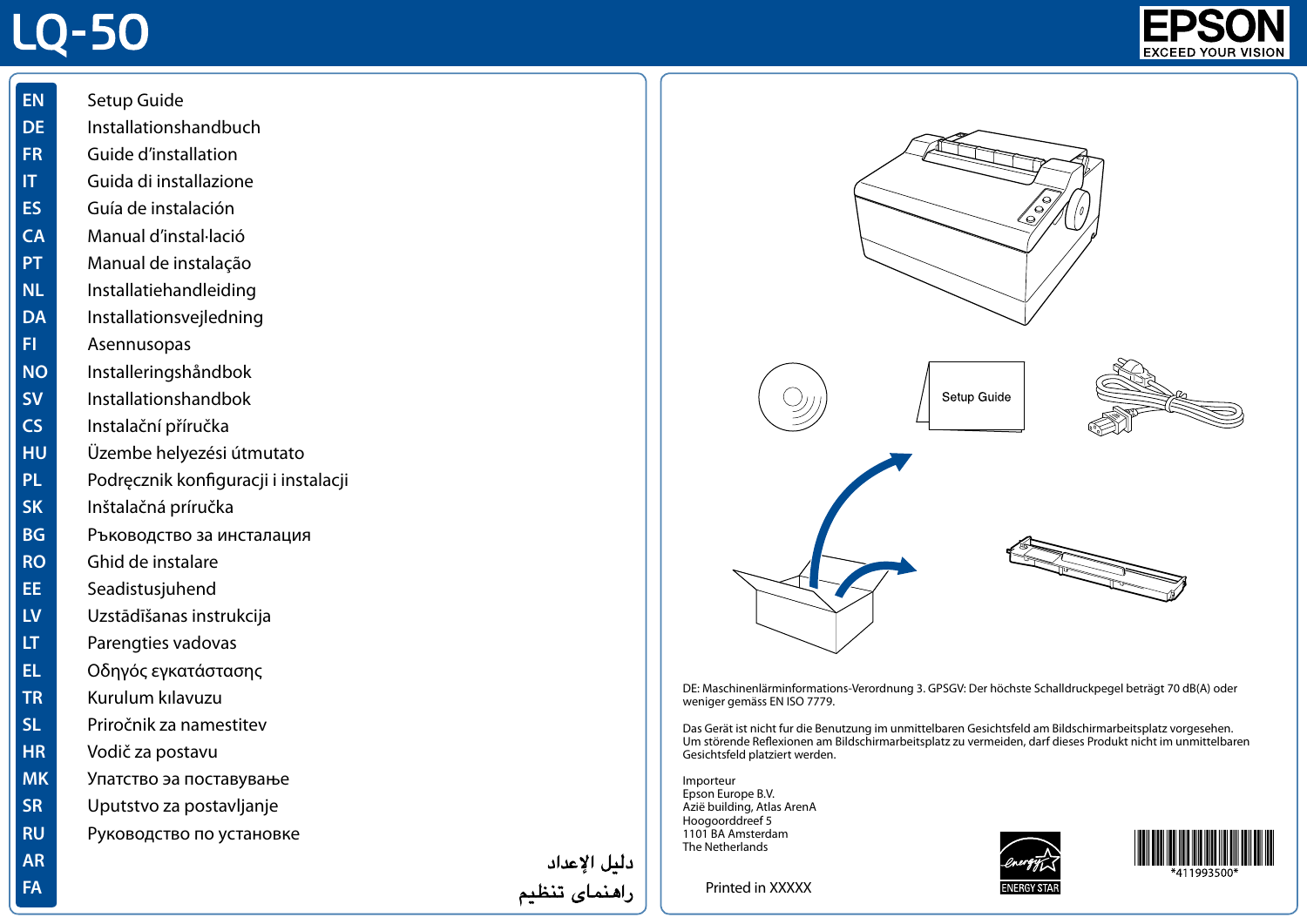# LQ-50

EPSON
EXCEED YOUR VISION

| | |
|---|---|
| EN | Setup Guide |
| DE | Installationshandbuch |
| FR | Guide d'installation |
| IT | Guida di installazione |
| ES | Guía de instalación |
| CA | Manual d'instal·lació |
| PT | Manual de instalação |
| NL | Installatiehandleiding |
| DA | Installationsvejledning |
| FI | Asennusopas |
| NO | Installeringshåndbok |
| SV | Installationshandbok |
| CS | Instalační příručka |
| HU | Üzembe helyezési útmutato |
| PL | Podręcznik konfiguracji i instalacji |
| SK | Inštalačná príručka |
| BG | Ръководство за инсталация |
| RO | Ghid de instalare |
| EE | Seadistusjuhend |
| LV | Uzstādīšanas instrukcija |
| LT | Parengties vadovas |
| EL | Οδηγός εγκατάστασης |
| TR | Kurulum kılavuzu |
| SL | Priročnik za namestitev |
| HR | Vodič za postavu |
| MK | Упатство эа поставување |
| SR | Uputstvo za postavljanje |
| RU | Руководство по установке |
| AR | دليل الإعداد |
| FA | راهنمای تنظیم |

Setup Guide

DE: Maschinenlärminformations-Verordnung 3. GPSGV: Der höchste Schalldruckpegel beträgt 70 dB(A) oder weniger gemäss EN ISO 7779.

Das Gerät ist nicht fur die Benutzung im unmittelbaren Gesichtsfeld am Bildschirmarbeitsplatz vorgesehen. Um störende Reflexionen am Bildschirmarbeitsplatz zu vermeiden, darf dieses Produkt nicht im unmittelbaren Gesichtsfeld platziert werden.

Importeur
Epson Europe B.V.
Azië building, Atlas ArenA
Hoogoorddreef 5
1101 BA Amsterdam
The Netherlands

Printed in XXXXX

ENERGY STAR

*411993500*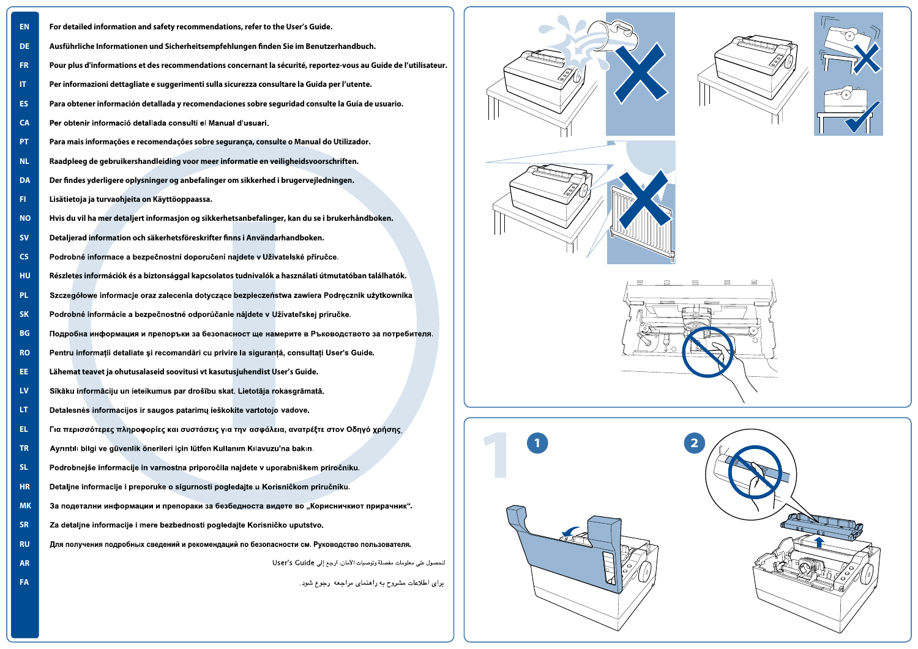| | |
|---|---|
| EN | For detailed information and safety recommendations, refer to the User's Guide. |
| DE | Ausführliche Informationen und Sicherheitsempfehlungen finden Sie im Benutzerhandbuch. |
| FR | Pour plus d'informations et des recommendations concernant la sécurité, reportez-vous au Guide de l'utilisateur. |
| IT | Per informazioni dettagliate e suggerimenti sulla sicurezza consultare la Guida per l'utente. |
| ES | Para obtener información detallada y recomendaciones sobre seguridad consulte la Guía de usuario. |
| CA | Per obtenir informació detallada consulti el Manual d'usuari. |
| PT | Para mais informações e recomendações sobre segurança, consulte o Manual do Utilizador. |
| NL | Raadpleeg de gebruikershandleiding voor meer informatie en veiligheidsvoorschriften. |
| DA | Der findes yderligere oplysninger og anbefalinger om sikkerhed i brugervejledningen. |
| FI | Lisätietoja ja turvaohjeita on Käyttöoppaassa. |
| NO | Hvis du vil ha mer detaljert informasjon og sikkerhetsanbefalinger, kan du se i brukerhåndboken. |
| SV | Detaljerad information och säkerhetsföreskrifter finns i Användarhandboken. |
| CS | Podrobné informace a bezpečnostní doporučení najdete v Uživatelské příručce. |
| HU | Részletes információk és a biztonsággal kapcsolatos tudnivalók a használati útmutatóban találhatók. |
| PL | Szczegółowe informacje oraz zalecenia dotyczące bezpieczeństwa zawiera Podręcznik użytkownika |
| SK | Podrobné informácie a bezpečnostné odporúčanie nájdete v Užívateľskej príručke. |
| BG | Подробна информация и препоръки за безопасност ще намерите в Ръководството за потребителя. |
| RO | Pentru informaţii detaliate şi recomandări cu privire la siguranţă, consultaţi User's Guide. |
| EE | Lähemat teavet ja ohutusalaseid soovitusi vt kasutusjuhendist User's Guide. |
| LV | Sīkāku informāciju un ieteikumus par drošību skat. Lietotāja rokasgrāmatā. |
| LT | Detalesnės informacijos ir saugos patarimų ieškokite vartotojo vadove. |
| EL | Για περισσότερες πληροφορίες και συστάσεις για την ασφάλεια, ανατρέξτε στον Οδηγό χρήσης. |
| TR | Ayrıntılı bilgi ve güvenlik önerileri için lütfen Kullanım Kılavuzu'na bakın. |
| SL | Podrobnejše informacije in varnostna priporočila najdete v uporabniškem priročniku. |
| HR | Detaljne informacije i preporuke o sigurnosti pogledajte u Korisničkom priručniku. |
| MK | За подетални информации и препораки за безбедноста видете во „Корисничкиот прирачник". |
| SR | Za detaljne informacije i mere bezbednosti pogledajte Korisničko uputstvo. |
| RU | Для получения подробных сведений и рекомендаций по безопасности см. Руководство пользователя. |
| AR | للحصول على معلومات مفصلة وتوصيات الأمان، ارجع إلى User's Guide |
| FA | برای اطلاعات مشروح به راهنمای مراجعه رجوع شود. |

1

1

2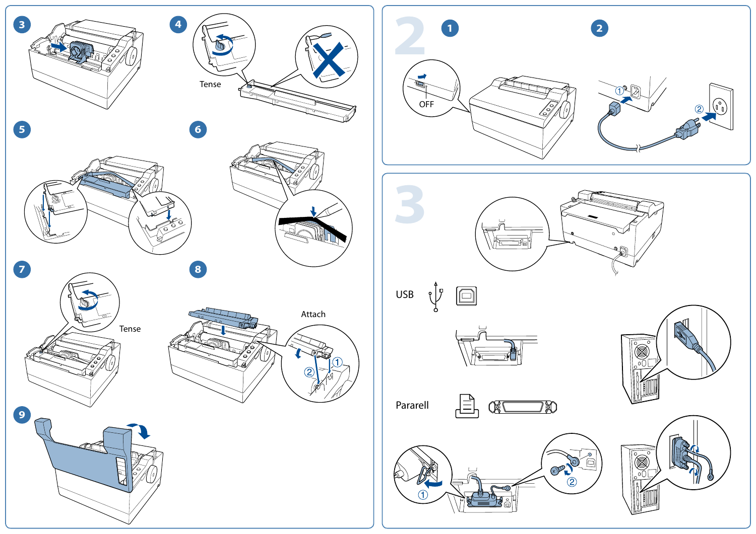3

4

Tense

5

6

7

Tense

8

Attach

①

②

9

# 2

1

OFF

2

①

②

# 3

USB

Pararell

①

②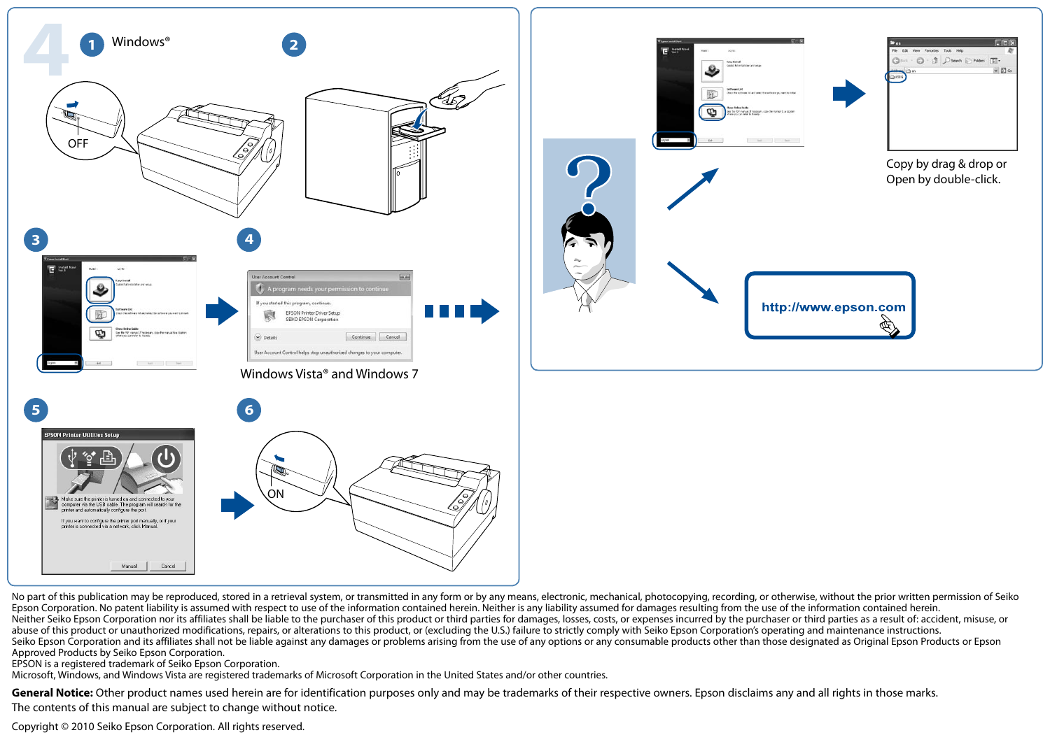4

1 Windows®

OFF

2

3

4

Windows Vista® and Windows 7

5

6

ON

Copy by drag & drop or Open by double-click.

http://www.epson.com

No part of this publication may be reproduced, stored in a retrieval system, or transmitted in any form or by any means, electronic, mechanical, photocopying, recording, or otherwise, without the prior written permission of Seiko Epson Corporation. No patent liability is assumed with respect to use of the information contained herein. Neither is any liability assumed for damages resulting from the use of the information contained herein.
Neither Seiko Epson Corporation nor its affiliates shall be liable to the purchaser of this product or third parties for damages, losses, costs, or expenses incurred by the purchaser or third parties as a result of: accident, misuse, or abuse of this product or unauthorized modifications, repairs, or alterations to this product, or (excluding the U.S.) failure to strictly comply with Seiko Epson Corporation's operating and maintenance instructions.
Seiko Epson Corporation and its affiliates shall not be liable against any damages or problems arising from the use of any options or any consumable products other than those designated as Original Epson Products or Epson Approved Products by Seiko Epson Corporation.
EPSON is a registered trademark of Seiko Epson Corporation.
Microsoft, Windows, and Windows Vista are registered trademarks of Microsoft Corporation in the United States and/or other countries.

**General Notice:** Other product names used herein are for identification purposes only and may be trademarks of their respective owners. Epson disclaims any and all rights in those marks.
The contents of this manual are subject to change without notice.

Copyright © 2010 Seiko Epson Corporation. All rights reserved.